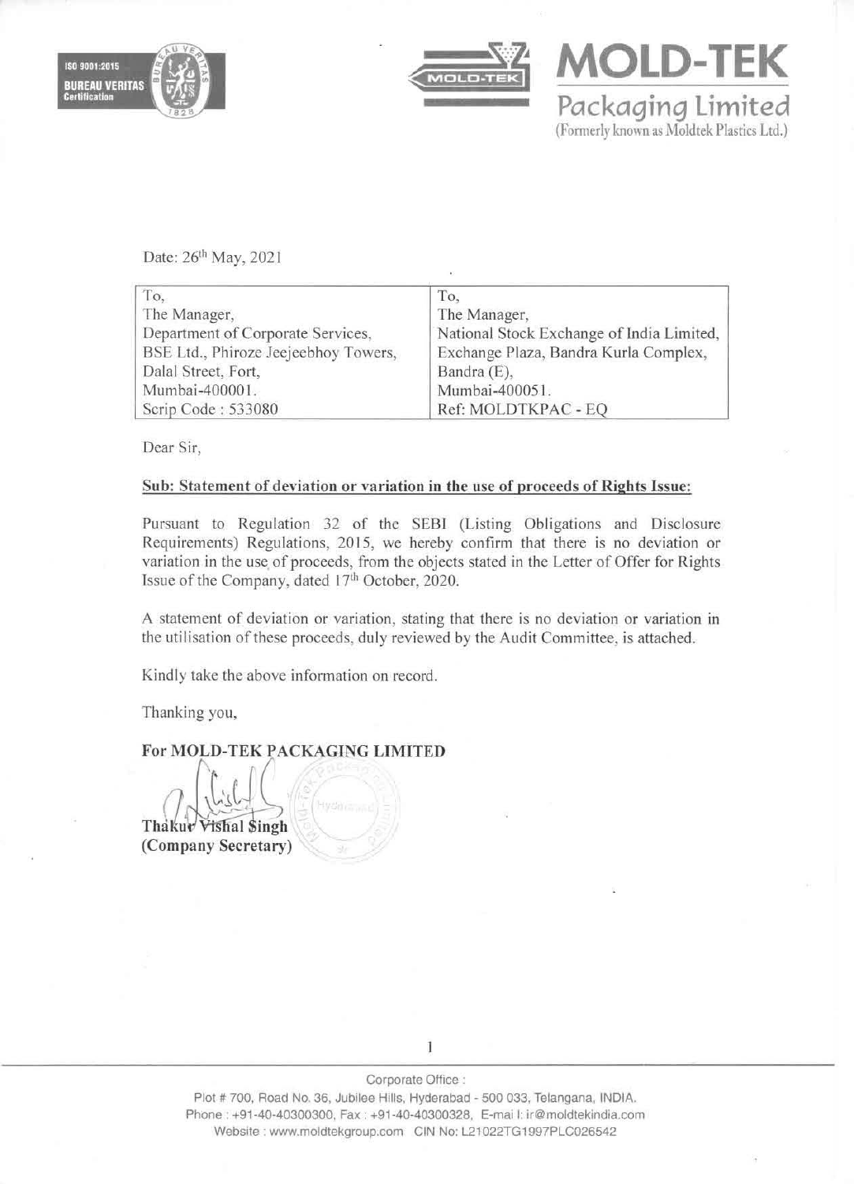**MOLD-TEK**

**Packaging Limited**

(Formerly known as Moldtek Plastics Ltd.)

Date: 26th May, 2021

| To, | To, |
|---|---|
| The Manager, | The Manager, |
| Department of Corporate Services, | National Stock Exchange of India Limited, |
| BSE Ltd., Phiroze Jeejeebhoy Towers, | Exchange Plaza, Bandra Kurla Complex, |
| Dalal Street, Fort, | Bandra (E), |
| Mumbai-400001. | Mumbai-400051. |
| Scrip Code : 533080 | Ref: MOLDTKPAC - EQ |

Dear Sir,

**Sub: Statement of deviation or variation in the use of proceeds of Rights Issue:**

Pursuant to Regulation 32 of the SEBI (Listing Obligations and Disclosure Requirements) Regulations, 2015, we hereby confirm that there is no deviation or variation in the use of proceeds, from the objects stated in the Letter of Offer for Rights Issue of the Company, dated 17th October, 2020.

A statement of deviation or variation, stating that there is no deviation or variation in the utilisation of these proceeds, duly reviewed by the Audit Committee, is attached.

Kindly take the above information on record.

Thanking you,

**For MOLD-TEK PACKAGING LIMITED**

**Thakur Vishal Singh**
**(Company Secretary)**

Corporate Office :
Plot # 700, Road No. 36, Jubilee Hills, Hyderabad - 500 033, Telangana, INDIA.
Phone : +91-40-40300300, Fax : +91-40-40300328, E-mail: ir@moldtekindia.com
Website : www.moldtekgroup.com CIN No: L21022TG1997PLC026542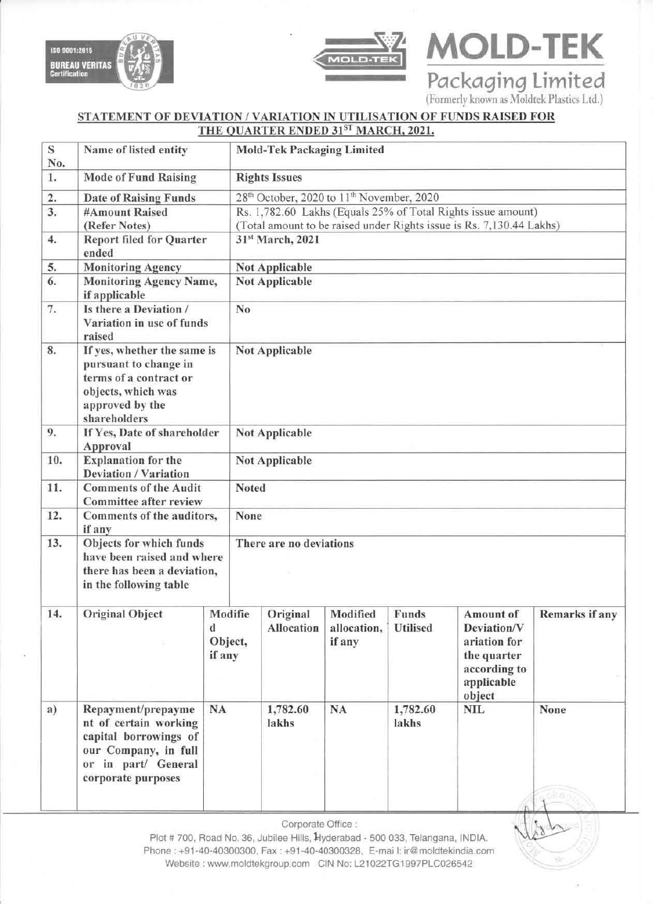**MOLD-TEK**

**Packaging Limited**

(Formerly known as Moldtek Plastics Ltd.)

## STATEMENT OF DEVIATION / VARIATION IN UTILISATION OF FUNDS RAISED FOR THE QUARTER ENDED 31ST MARCH, 2021.

| S No. | Name of listed entity | Mold-Tek Packaging Limited | | | | | |
|---|---|---|---|---|---|---|---|
| 1. | Mode of Fund Raising | Rights Issues | | | | | |
| 2. | Date of Raising Funds | 28th October, 2020 to 11th November, 2020 | | | | | |
| 3. | #Amount Raised (Refer Notes) | Rs. 1,782.60 Lakhs (Equals 25% of Total Rights issue amount) (Total amount to be raised under Rights issue is Rs. 7,130.44 Lakhs) | | | | | |
| 4. | Report filed for Quarter ended | 31st March, 2021 | | | | | |
| 5. | Monitoring Agency | Not Applicable | | | | | |
| 6. | Monitoring Agency Name, if applicable | Not Applicable | | | | | |
| 7. | Is there a Deviation / Variation in use of funds raised | No | | | | | |
| 8. | If yes, whether the same is pursuant to change in terms of a contract or objects, which was approved by the shareholders | Not Applicable | | | | | |
| 9. | If Yes, Date of shareholder Approval | Not Applicable | | | | | |
| 10. | Explanation for the Deviation / Variation | Not Applicable | | | | | |
| 11. | Comments of the Audit Committee after review | Noted | | | | | |
| 12. | Comments of the auditors, if any | None | | | | | |
| 13. | Objects for which funds have been raised and where there has been a deviation, in the following table | There are no deviations | | | | | |
| 14. | Original Object | Modified Object, if any | Original Allocation | Modified allocation, if any | Funds Utilised | Amount of Deviation/Variation for the quarter according to applicable object | Remarks if any |
| a) | Repayment/prepayment of certain working capital borrowings of our Company, in full or in part/ General corporate purposes | NA | 1,782.60 lakhs | NA | 1,782.60 lakhs | NIL | None |

Corporate Office :
Plot # 700, Road No. 36, Jubilee Hills, Hyderabad - 500 033, Telangana, INDIA.
Phone : +91-40-40300300, Fax : +91-40-40300328, E-mail: ir@moldtekindia.com
Website : www.moldtekgroup.com CIN No: L21022TG1997PLC026542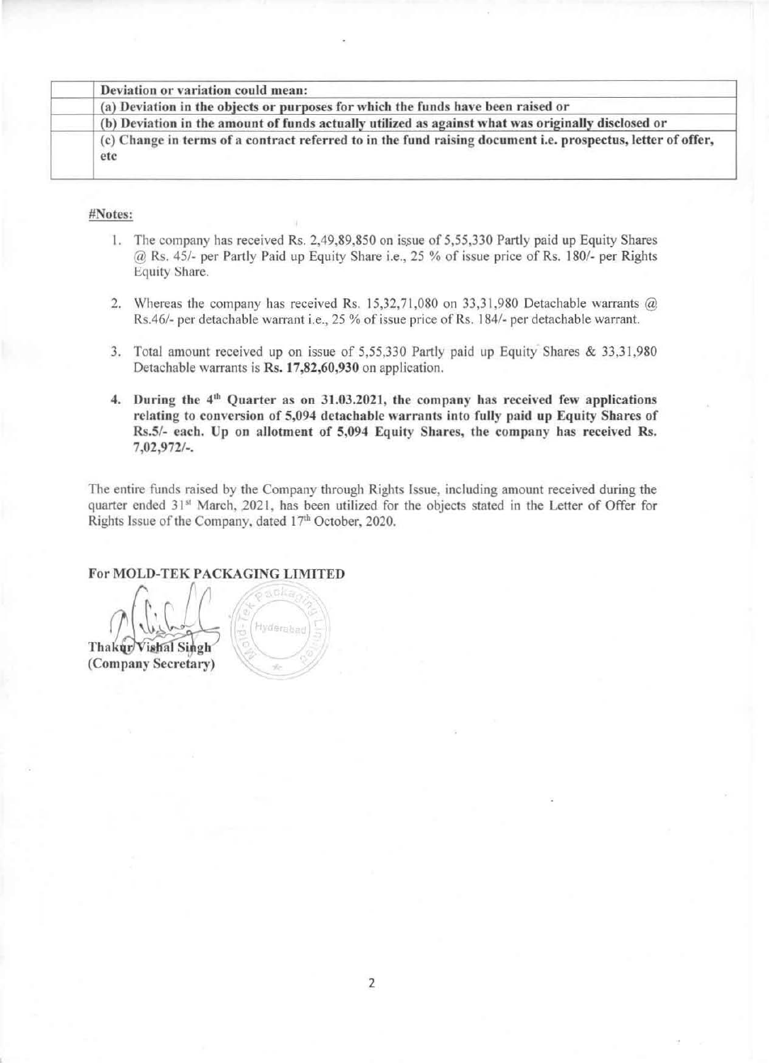| | |
|---|---|
| | **Deviation or variation could mean:** |
| | **(a) Deviation in the objects or purposes for which the funds have been raised or** |
| | **(b) Deviation in the amount of funds actually utilized as against what was originally disclosed or** |
| | **(c) Change in terms of a contract referred to in the fund raising document i.e. prospectus, letter of offer, etc** |

**#Notes:**

1. The company has received Rs. 2,49,89,850 on issue of 5,55,330 Partly paid up Equity Shares @ Rs. 45/- per Partly Paid up Equity Share i.e., 25 % of issue price of Rs. 180/- per Rights Equity Share.

2. Whereas the company has received Rs. 15,32,71,080 on 33,31,980 Detachable warrants @ Rs.46/- per detachable warrant i.e., 25 % of issue price of Rs. 184/- per detachable warrant.

3. Total amount received up on issue of 5,55,330 Partly paid up Equity Shares & 33,31,980 Detachable warrants is **Rs. 17,82,60,930** on application.

4. **During the 4th Quarter as on 31.03.2021, the company has received few applications relating to conversion of 5,094 detachable warrants into fully paid up Equity Shares of Rs.5/- each. Up on allotment of 5,094 Equity Shares, the company has received Rs. 7,02,972/-.**

The entire funds raised by the Company through Rights Issue, including amount received during the quarter ended 31st March, 2021, has been utilized for the objects stated in the Letter of Offer for Rights Issue of the Company, dated 17th October, 2020.

**For MOLD-TEK PACKAGING LIMITED**

**Thakur Vishal Singh**
**(Company Secretary)**